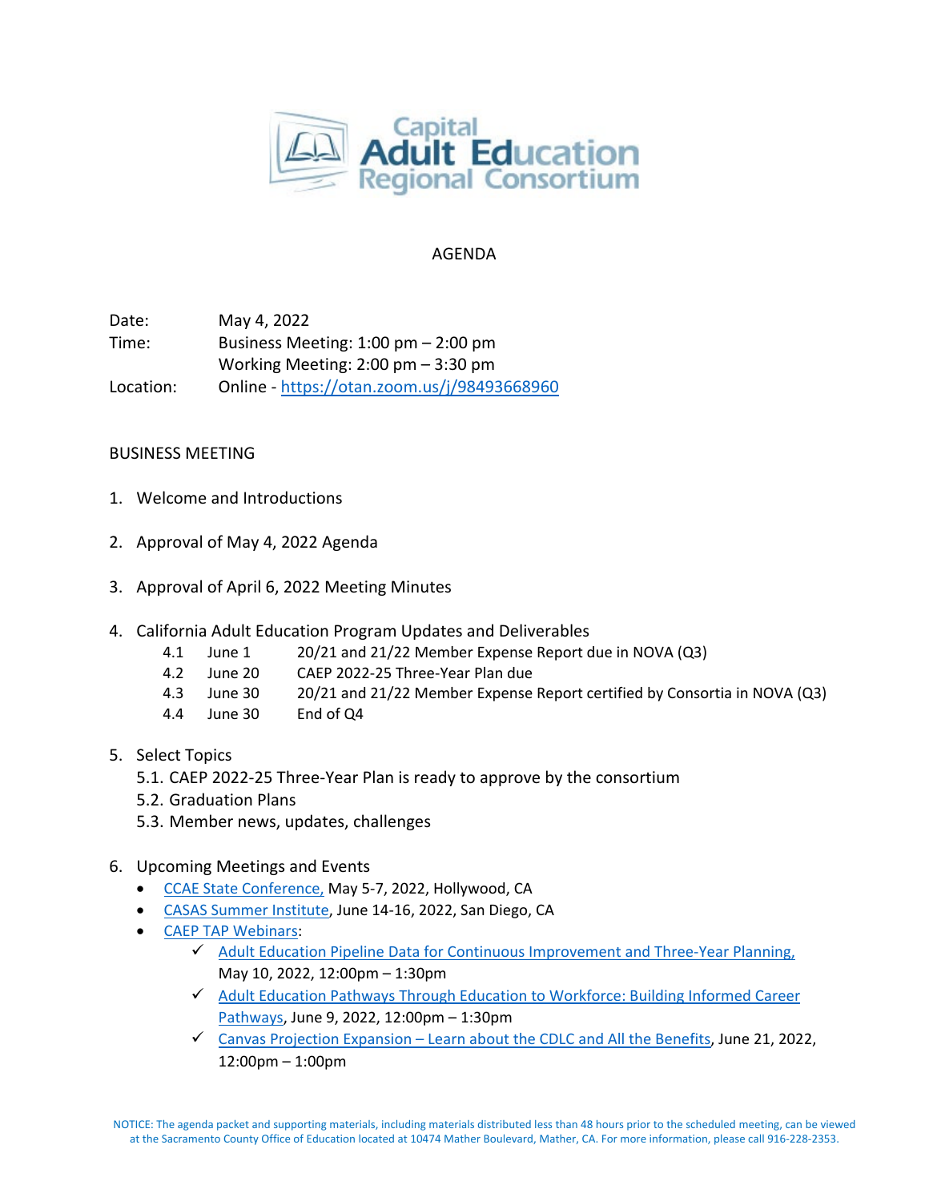# Capital Adult Education Regional Consortium

## AGENDA

Date: May 4, 2022

Time: Business Meeting: 1:00 pm – 2:00 pm
Working Meeting: 2:00 pm – 3:30 pm

Location: Online - https://otan.zoom.us/j/98493668960

### BUSINESS MEETING

1. Welcome and Introductions

2. Approval of May 4, 2022 Agenda

3. Approval of April 6, 2022 Meeting Minutes

4. California Adult Education Program Updates and Deliverables
   - 4.1 June 1 20/21 and 21/22 Member Expense Report due in NOVA (Q3)
   - 4.2 June 20 CAEP 2022-25 Three-Year Plan due
   - 4.3 June 30 20/21 and 21/22 Member Expense Report certified by Consortia in NOVA (Q3)
   - 4.4 June 30 End of Q4

5. Select Topics
   - 5.1. CAEP 2022-25 Three-Year Plan is ready to approve by the consortium
   - 5.2. Graduation Plans
   - 5.3. Member news, updates, challenges

6. Upcoming Meetings and Events
   - CCAE State Conference, May 5-7, 2022, Hollywood, CA
   - CASAS Summer Institute, June 14-16, 2022, San Diego, CA
   - CAEP TAP Webinars:
     - ✓ Adult Education Pipeline Data for Continuous Improvement and Three-Year Planning, May 10, 2022, 12:00pm – 1:30pm
     - ✓ Adult Education Pathways Through Education to Workforce: Building Informed Career Pathways, June 9, 2022, 12:00pm – 1:30pm
     - ✓ Canvas Projection Expansion – Learn about the CDLC and All the Benefits, June 21, 2022, 12:00pm – 1:00pm

NOTICE: The agenda packet and supporting materials, including materials distributed less than 48 hours prior to the scheduled meeting, can be viewed at the Sacramento County Office of Education located at 10474 Mather Boulevard, Mather, CA. For more information, please call 916-228-2353.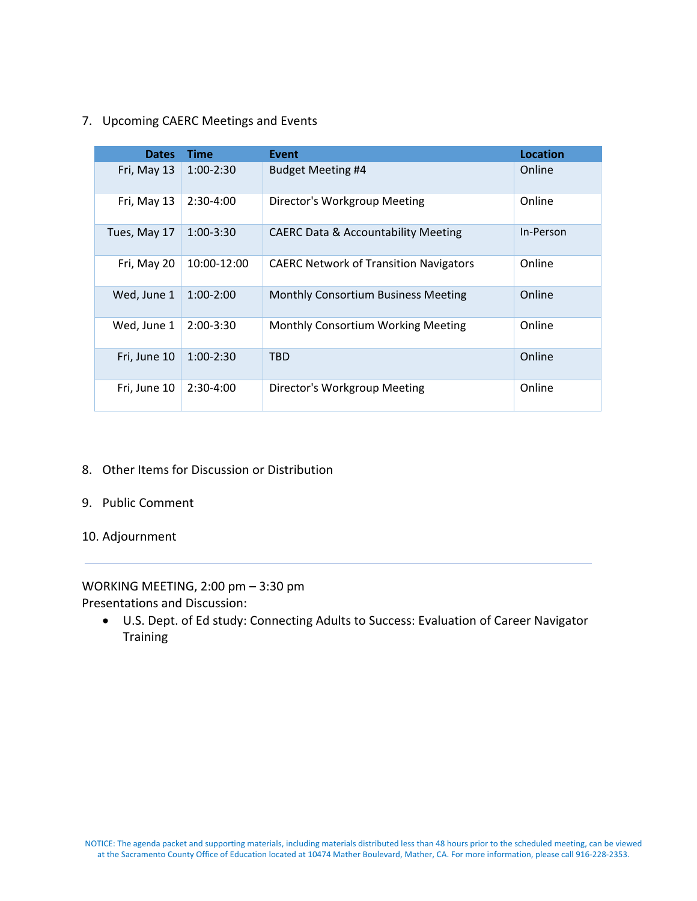7. Upcoming CAERC Meetings and Events

| Dates | Time | Event | Location |
|---|---|---|---|
| Fri, May 13 | 1:00-2:30 | Budget Meeting #4 | Online |
| Fri, May 13 | 2:30-4:00 | Director's Workgroup Meeting | Online |
| Tues, May 17 | 1:00-3:30 | CAERC Data & Accountability Meeting | In-Person |
| Fri, May 20 | 10:00-12:00 | CAERC Network of Transition Navigators | Online |
| Wed, June 1 | 1:00-2:00 | Monthly Consortium Business Meeting | Online |
| Wed, June 1 | 2:00-3:30 | Monthly Consortium Working Meeting | Online |
| Fri, June 10 | 1:00-2:30 | TBD | Online |
| Fri, June 10 | 2:30-4:00 | Director's Workgroup Meeting | Online |

8. Other Items for Discussion or Distribution

9. Public Comment

10. Adjournment

---

WORKING MEETING, 2:00 pm – 3:30 pm
Presentations and Discussion:

- U.S. Dept. of Ed study: Connecting Adults to Success: Evaluation of Career Navigator Training

NOTICE: The agenda packet and supporting materials, including materials distributed less than 48 hours prior to the scheduled meeting, can be viewed at the Sacramento County Office of Education located at 10474 Mather Boulevard, Mather, CA. For more information, please call 916-228-2353.